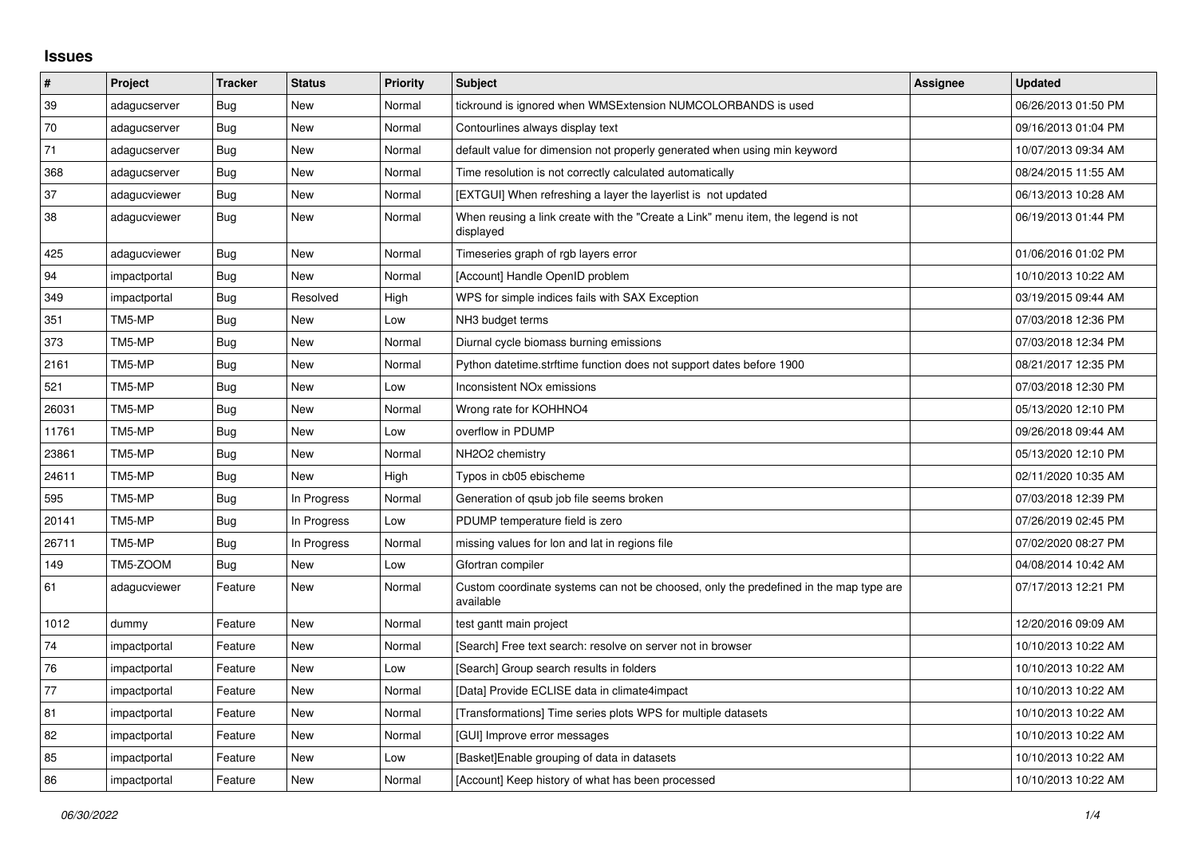# Issues

| # | Project | Tracker | Status | Priority | Subject | Assignee | Updated |
|---|---|---|---|---|---|---|---|
| 39 | adagucserver | Bug | New | Normal | tickround is ignored when WMSExtension NUMCOLORBANDS is used | | 06/26/2013 01:50 PM |
| 70 | adagucserver | Bug | New | Normal | Contourlines always display text | | 09/16/2013 01:04 PM |
| 71 | adagucserver | Bug | New | Normal | default value for dimension not properly generated when using min keyword | | 10/07/2013 09:34 AM |
| 368 | adagucserver | Bug | New | Normal | Time resolution is not correctly calculated automatically | | 08/24/2015 11:55 AM |
| 37 | adagucviewer | Bug | New | Normal | [EXTGUI] When refreshing a layer the layerlist is not updated | | 06/13/2013 10:28 AM |
| 38 | adagucviewer | Bug | New | Normal | When reusing a link create with the "Create a Link" menu item, the legend is not displayed | | 06/19/2013 01:44 PM |
| 425 | adagucviewer | Bug | New | Normal | Timeseries graph of rgb layers error | | 01/06/2016 01:02 PM |
| 94 | impactportal | Bug | New | Normal | [Account] Handle OpenID problem | | 10/10/2013 10:22 AM |
| 349 | impactportal | Bug | Resolved | High | WPS for simple indices fails with SAX Exception | | 03/19/2015 09:44 AM |
| 351 | TM5-MP | Bug | New | Low | NH3 budget terms | | 07/03/2018 12:36 PM |
| 373 | TM5-MP | Bug | New | Normal | Diurnal cycle biomass burning emissions | | 07/03/2018 12:34 PM |
| 2161 | TM5-MP | Bug | New | Normal | Python datetime.strftime function does not support dates before 1900 | | 08/21/2017 12:35 PM |
| 521 | TM5-MP | Bug | New | Low | Inconsistent NOx emissions | | 07/03/2018 12:30 PM |
| 26031 | TM5-MP | Bug | New | Normal | Wrong rate for KOHHNO4 | | 05/13/2020 12:10 PM |
| 11761 | TM5-MP | Bug | New | Low | overflow in PDUMP | | 09/26/2018 09:44 AM |
| 23861 | TM5-MP | Bug | New | Normal | NH2O2 chemistry | | 05/13/2020 12:10 PM |
| 24611 | TM5-MP | Bug | New | High | Typos in cb05 ebischeme | | 02/11/2020 10:35 AM |
| 595 | TM5-MP | Bug | In Progress | Normal | Generation of qsub job file seems broken | | 07/03/2018 12:39 PM |
| 20141 | TM5-MP | Bug | In Progress | Low | PDUMP temperature field is zero | | 07/26/2019 02:45 PM |
| 26711 | TM5-MP | Bug | In Progress | Normal | missing values for lon and lat in regions file | | 07/02/2020 08:27 PM |
| 149 | TM5-ZOOM | Bug | New | Low | Gfortran compiler | | 04/08/2014 10:42 AM |
| 61 | adagucviewer | Feature | New | Normal | Custom coordinate systems can not be choosed, only the predefined in the map type are available | | 07/17/2013 12:21 PM |
| 1012 | dummy | Feature | New | Normal | test gantt main project | | 12/20/2016 09:09 AM |
| 74 | impactportal | Feature | New | Normal | [Search] Free text search: resolve on server not in browser | | 10/10/2013 10:22 AM |
| 76 | impactportal | Feature | New | Low | [Search] Group search results in folders | | 10/10/2013 10:22 AM |
| 77 | impactportal | Feature | New | Normal | [Data] Provide ECLISE data in climate4impact | | 10/10/2013 10:22 AM |
| 81 | impactportal | Feature | New | Normal | [Transformations] Time series plots WPS for multiple datasets | | 10/10/2013 10:22 AM |
| 82 | impactportal | Feature | New | Normal | [GUI] Improve error messages | | 10/10/2013 10:22 AM |
| 85 | impactportal | Feature | New | Low | [Basket]Enable grouping of data in datasets | | 10/10/2013 10:22 AM |
| 86 | impactportal | Feature | New | Normal | [Account] Keep history of what has been processed | | 10/10/2013 10:22 AM |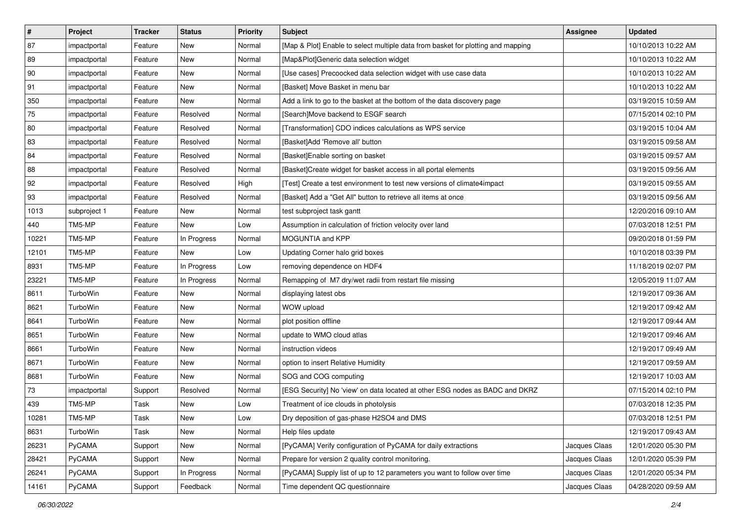| # | Project | Tracker | Status | Priority | Subject | Assignee | Updated |
| --- | --- | --- | --- | --- | --- | --- | --- |
| 87 | impactportal | Feature | New | Normal | [Map & Plot] Enable to select multiple data from basket for plotting and mapping | | 10/10/2013 10:22 AM |
| 89 | impactportal | Feature | New | Normal | [Map&Plot]Generic data selection widget | | 10/10/2013 10:22 AM |
| 90 | impactportal | Feature | New | Normal | [Use cases] Precoocked data selection widget with use case data | | 10/10/2013 10:22 AM |
| 91 | impactportal | Feature | New | Normal | [Basket] Move Basket in menu bar | | 10/10/2013 10:22 AM |
| 350 | impactportal | Feature | New | Normal | Add a link to go to the basket at the bottom of the data discovery page | | 03/19/2015 10:59 AM |
| 75 | impactportal | Feature | Resolved | Normal | [Search]Move backend to ESGF search | | 07/15/2014 02:10 PM |
| 80 | impactportal | Feature | Resolved | Normal | [Transformation] CDO indices calculations as WPS service | | 03/19/2015 10:04 AM |
| 83 | impactportal | Feature | Resolved | Normal | [Basket]Add 'Remove all' button | | 03/19/2015 09:58 AM |
| 84 | impactportal | Feature | Resolved | Normal | [Basket]Enable sorting on basket | | 03/19/2015 09:57 AM |
| 88 | impactportal | Feature | Resolved | Normal | [Basket]Create widget for basket access in all portal elements | | 03/19/2015 09:56 AM |
| 92 | impactportal | Feature | Resolved | High | [Test] Create a test environment to test new versions of climate4impact | | 03/19/2015 09:55 AM |
| 93 | impactportal | Feature | Resolved | Normal | [Basket] Add a "Get All" button to retrieve all items at once | | 03/19/2015 09:56 AM |
| 1013 | subproject 1 | Feature | New | Normal | test subproject task gantt | | 12/20/2016 09:10 AM |
| 440 | TM5-MP | Feature | New | Low | Assumption in calculation of friction velocity over land | | 07/03/2018 12:51 PM |
| 10221 | TM5-MP | Feature | In Progress | Normal | MOGUNTIA and KPP | | 09/20/2018 01:59 PM |
| 12101 | TM5-MP | Feature | New | Low | Updating Corner halo grid boxes | | 10/10/2018 03:39 PM |
| 8931 | TM5-MP | Feature | In Progress | Low | removing dependence on HDF4 | | 11/18/2019 02:07 PM |
| 23221 | TM5-MP | Feature | In Progress | Normal | Remapping of M7 dry/wet radii from restart file missing | | 12/05/2019 11:07 AM |
| 8611 | TurboWin | Feature | New | Normal | displaying latest obs | | 12/19/2017 09:36 AM |
| 8621 | TurboWin | Feature | New | Normal | WOW upload | | 12/19/2017 09:42 AM |
| 8641 | TurboWin | Feature | New | Normal | plot position offline | | 12/19/2017 09:44 AM |
| 8651 | TurboWin | Feature | New | Normal | update to WMO cloud atlas | | 12/19/2017 09:46 AM |
| 8661 | TurboWin | Feature | New | Normal | instruction videos | | 12/19/2017 09:49 AM |
| 8671 | TurboWin | Feature | New | Normal | option to insert Relative Humidity | | 12/19/2017 09:59 AM |
| 8681 | TurboWin | Feature | New | Normal | SOG and COG computing | | 12/19/2017 10:03 AM |
| 73 | impactportal | Support | Resolved | Normal | [ESG Security] No 'view' on data located at other ESG nodes as BADC and DKRZ | | 07/15/2014 02:10 PM |
| 439 | TM5-MP | Task | New | Low | Treatment of ice clouds in photolysis | | 07/03/2018 12:35 PM |
| 10281 | TM5-MP | Task | New | Low | Dry deposition of gas-phase H2SO4 and DMS | | 07/03/2018 12:51 PM |
| 8631 | TurboWin | Task | New | Normal | Help files update | | 12/19/2017 09:43 AM |
| 26231 | PyCAMA | Support | New | Normal | [PyCAMA] Verify configuration of PyCAMA for daily extractions | Jacques Claas | 12/01/2020 05:30 PM |
| 28421 | PyCAMA | Support | New | Normal | Prepare for version 2 quality control monitoring. | Jacques Claas | 12/01/2020 05:39 PM |
| 26241 | PyCAMA | Support | In Progress | Normal | [PyCAMA] Supply list of up to 12 parameters you want to follow over time | Jacques Claas | 12/01/2020 05:34 PM |
| 14161 | PyCAMA | Support | Feedback | Normal | Time dependent QC questionnaire | Jacques Claas | 04/28/2020 09:59 AM |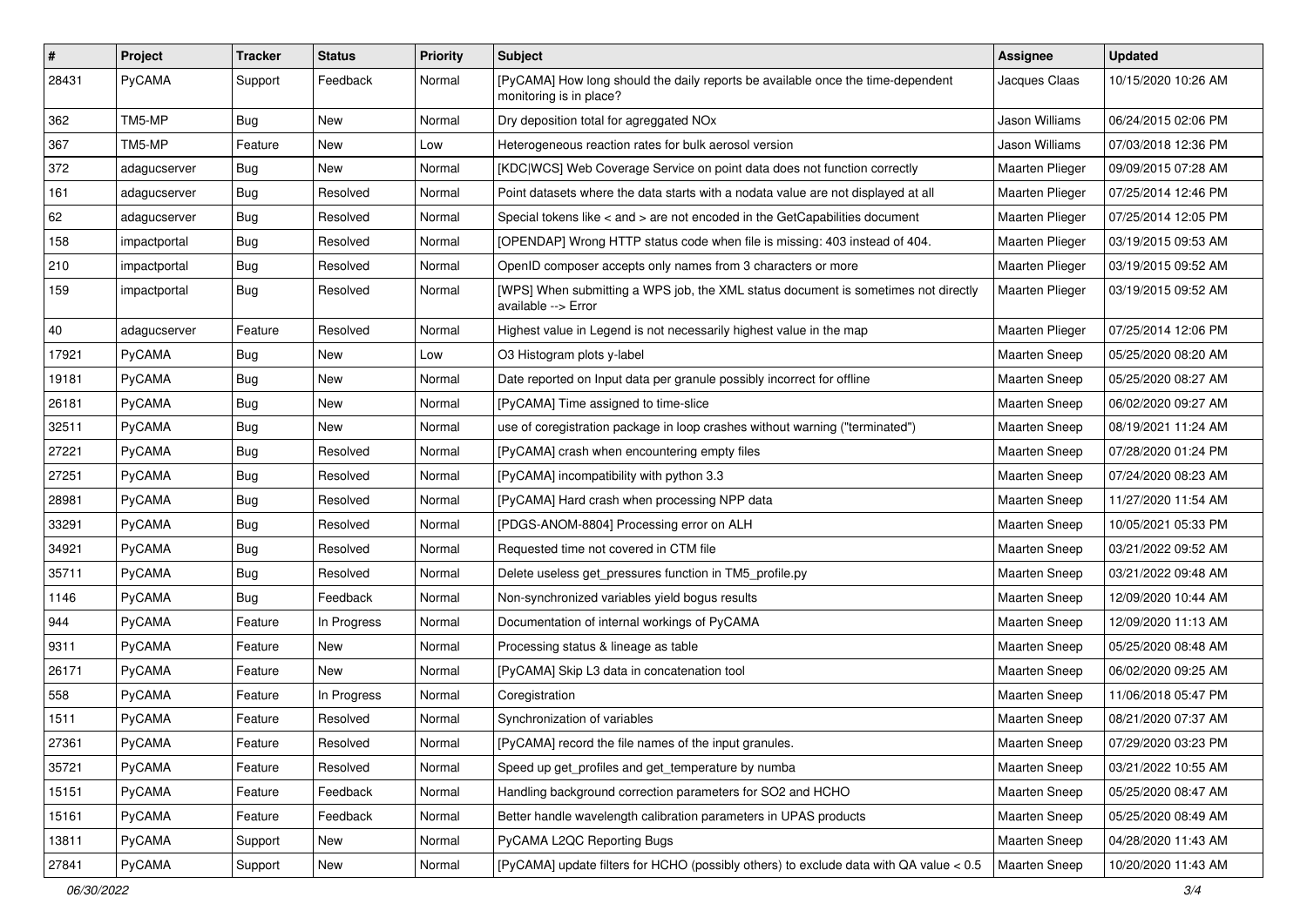| # | Project | Tracker | Status | Priority | Subject | Assignee | Updated |
|---|---|---|---|---|---|---|---|
| 28431 | PyCAMA | Support | Feedback | Normal | [PyCAMA] How long should the daily reports be available once the time-dependent monitoring is in place? | Jacques Claas | 10/15/2020 10:26 AM |
| 362 | TM5-MP | Bug | New | Normal | Dry deposition total for agreggated NOx | Jason Williams | 06/24/2015 02:06 PM |
| 367 | TM5-MP | Feature | New | Low | Heterogeneous reaction rates for bulk aerosol version | Jason Williams | 07/03/2018 12:36 PM |
| 372 | adagucserver | Bug | New | Normal | [KDC\|WCS] Web Coverage Service on point data does not function correctly | Maarten Plieger | 09/09/2015 07:28 AM |
| 161 | adagucserver | Bug | Resolved | Normal | Point datasets where the data starts with a nodata value are not displayed at all | Maarten Plieger | 07/25/2014 12:46 PM |
| 62 | adagucserver | Bug | Resolved | Normal | Special tokens like < and > are not encoded in the GetCapabilities document | Maarten Plieger | 07/25/2014 12:05 PM |
| 158 | impactportal | Bug | Resolved | Normal | [OPENDAP] Wrong HTTP status code when file is missing: 403 instead of 404. | Maarten Plieger | 03/19/2015 09:53 AM |
| 210 | impactportal | Bug | Resolved | Normal | OpenID composer accepts only names from 3 characters or more | Maarten Plieger | 03/19/2015 09:52 AM |
| 159 | impactportal | Bug | Resolved | Normal | [WPS] When submitting a WPS job, the XML status document is sometimes not directly available --> Error | Maarten Plieger | 03/19/2015 09:52 AM |
| 40 | adagucserver | Feature | Resolved | Normal | Highest value in Legend is not necessarily highest value in the map | Maarten Plieger | 07/25/2014 12:06 PM |
| 17921 | PyCAMA | Bug | New | Low | O3 Histogram plots y-label | Maarten Sneep | 05/25/2020 08:20 AM |
| 19181 | PyCAMA | Bug | New | Normal | Date reported on Input data per granule possibly incorrect for offline | Maarten Sneep | 05/25/2020 08:27 AM |
| 26181 | PyCAMA | Bug | New | Normal | [PyCAMA] Time assigned to time-slice | Maarten Sneep | 06/02/2020 09:27 AM |
| 32511 | PyCAMA | Bug | New | Normal | use of coregistration package in loop crashes without warning ("terminated") | Maarten Sneep | 08/19/2021 11:24 AM |
| 27221 | PyCAMA | Bug | Resolved | Normal | [PyCAMA] crash when encountering empty files | Maarten Sneep | 07/28/2020 01:24 PM |
| 27251 | PyCAMA | Bug | Resolved | Normal | [PyCAMA] incompatibility with python 3.3 | Maarten Sneep | 07/24/2020 08:23 AM |
| 28981 | PyCAMA | Bug | Resolved | Normal | [PyCAMA] Hard crash when processing NPP data | Maarten Sneep | 11/27/2020 11:54 AM |
| 33291 | PyCAMA | Bug | Resolved | Normal | [PDGS-ANOM-8804] Processing error on ALH | Maarten Sneep | 10/05/2021 05:33 PM |
| 34921 | PyCAMA | Bug | Resolved | Normal | Requested time not covered in CTM file | Maarten Sneep | 03/21/2022 09:52 AM |
| 35711 | PyCAMA | Bug | Resolved | Normal | Delete useless get_pressures function in TM5_profile.py | Maarten Sneep | 03/21/2022 09:48 AM |
| 1146 | PyCAMA | Bug | Feedback | Normal | Non-synchronized variables yield bogus results | Maarten Sneep | 12/09/2020 10:44 AM |
| 944 | PyCAMA | Feature | In Progress | Normal | Documentation of internal workings of PyCAMA | Maarten Sneep | 12/09/2020 11:13 AM |
| 9311 | PyCAMA | Feature | New | Normal | Processing status & lineage as table | Maarten Sneep | 05/25/2020 08:48 AM |
| 26171 | PyCAMA | Feature | New | Normal | [PyCAMA] Skip L3 data in concatenation tool | Maarten Sneep | 06/02/2020 09:25 AM |
| 558 | PyCAMA | Feature | In Progress | Normal | Coregistration | Maarten Sneep | 11/06/2018 05:47 PM |
| 1511 | PyCAMA | Feature | Resolved | Normal | Synchronization of variables | Maarten Sneep | 08/21/2020 07:37 AM |
| 27361 | PyCAMA | Feature | Resolved | Normal | [PyCAMA] record the file names of the input granules. | Maarten Sneep | 07/29/2020 03:23 PM |
| 35721 | PyCAMA | Feature | Resolved | Normal | Speed up get_profiles and get_temperature by numba | Maarten Sneep | 03/21/2022 10:55 AM |
| 15151 | PyCAMA | Feature | Feedback | Normal | Handling background correction parameters for SO2 and HCHO | Maarten Sneep | 05/25/2020 08:47 AM |
| 15161 | PyCAMA | Feature | Feedback | Normal | Better handle wavelength calibration parameters in UPAS products | Maarten Sneep | 05/25/2020 08:49 AM |
| 13811 | PyCAMA | Support | New | Normal | PyCAMA L2QC Reporting Bugs | Maarten Sneep | 04/28/2020 11:43 AM |
| 27841 | PyCAMA | Support | New | Normal | [PyCAMA] update filters for HCHO (possibly others) to exclude data with QA value < 0.5 | Maarten Sneep | 10/20/2020 11:43 AM |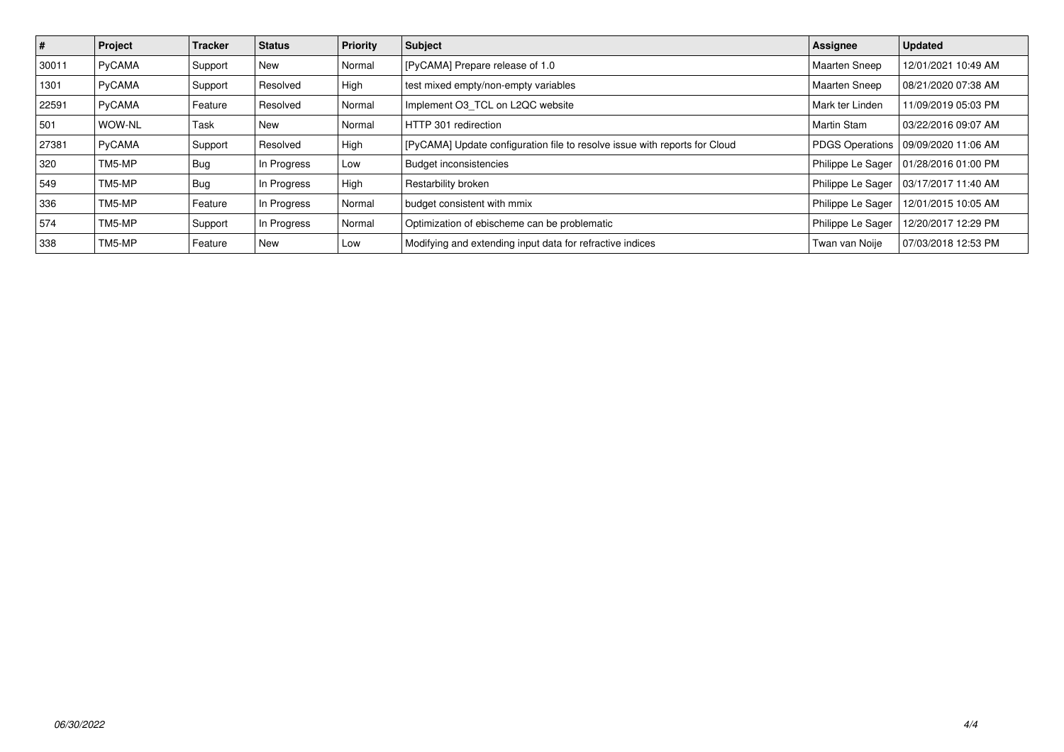| # | Project | Tracker | Status | Priority | Subject | Assignee | Updated |
|---|---|---|---|---|---|---|---|
| 30011 | PyCAMA | Support | New | Normal | [PyCAMA] Prepare release of 1.0 | Maarten Sneep | 12/01/2021 10:49 AM |
| 1301 | PyCAMA | Support | Resolved | High | test mixed empty/non-empty variables | Maarten Sneep | 08/21/2020 07:38 AM |
| 22591 | PyCAMA | Feature | Resolved | Normal | Implement O3_TCL on L2QC website | Mark ter Linden | 11/09/2019 05:03 PM |
| 501 | WOW-NL | Task | New | Normal | HTTP 301 redirection | Martin Stam | 03/22/2016 09:07 AM |
| 27381 | PyCAMA | Support | Resolved | High | [PyCAMA] Update configuration file to resolve issue with reports for Cloud | PDGS Operations | 09/09/2020 11:06 AM |
| 320 | TM5-MP | Bug | In Progress | Low | Budget inconsistencies | Philippe Le Sager | 01/28/2016 01:00 PM |
| 549 | TM5-MP | Bug | In Progress | High | Restarbility broken | Philippe Le Sager | 03/17/2017 11:40 AM |
| 336 | TM5-MP | Feature | In Progress | Normal | budget consistent with mmix | Philippe Le Sager | 12/01/2015 10:05 AM |
| 574 | TM5-MP | Support | In Progress | Normal | Optimization of ebischeme can be problematic | Philippe Le Sager | 12/20/2017 12:29 PM |
| 338 | TM5-MP | Feature | New | Low | Modifying and extending input data for refractive indices | Twan van Noije | 07/03/2018 12:53 PM |